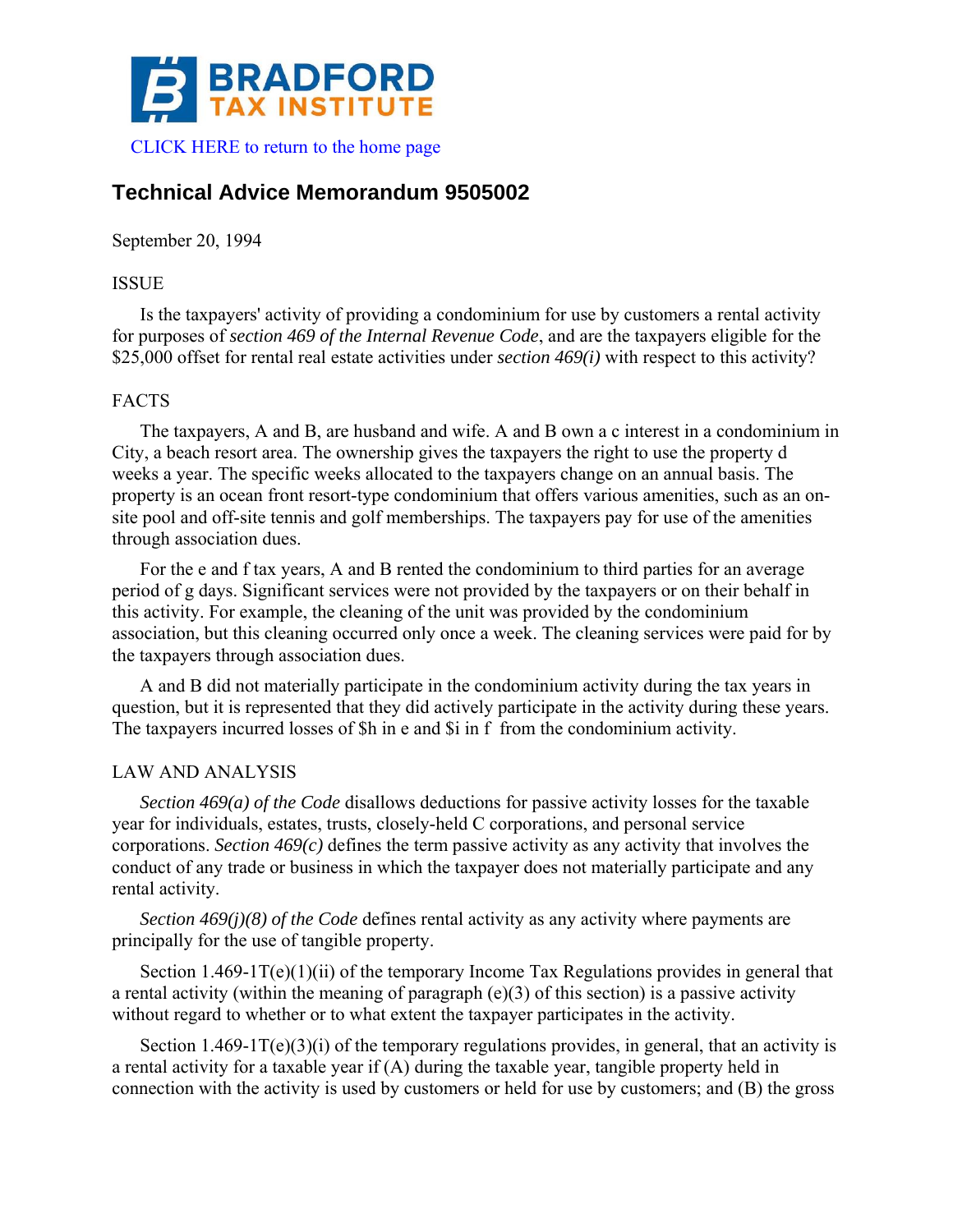BRADFORD TAX INSTITUTE

CLICK HERE to return to the home page

# Technical Advice Memorandum 9505002

September 20, 1994

ISSUE

Is the taxpayers' activity of providing a condominium for use by customers a rental activity for purposes of *section 469 of the Internal Revenue Code*, and are the taxpayers eligible for the $25,000 offset for rental real estate activities under *section 469(i)* with respect to this activity?

FACTS

The taxpayers, A and B, are husband and wife. A and B own a c interest in a condominium in City, a beach resort area. The ownership gives the taxpayers the right to use the property d weeks a year. The specific weeks allocated to the taxpayers change on an annual basis. The property is an ocean front resort-type condominium that offers various amenities, such as an on-site pool and off-site tennis and golf memberships. The taxpayers pay for use of the amenities through association dues.

For the e and f tax years, A and B rented the condominium to third parties for an average period of g days. Significant services were not provided by the taxpayers or on their behalf in this activity. For example, the cleaning of the unit was provided by the condominium association, but this cleaning occurred only once a week. The cleaning services were paid for by the taxpayers through association dues.

A and B did not materially participate in the condominium activity during the tax years in question, but it is represented that they did actively participate in the activity during these years. The taxpayers incurred losses of $h in e and $i in f from the condominium activity.

LAW AND ANALYSIS

*Section 469(a) of the Code* disallows deductions for passive activity losses for the taxable year for individuals, estates, trusts, closely-held C corporations, and personal service corporations. *Section 469(c)* defines the term passive activity as any activity that involves the conduct of any trade or business in which the taxpayer does not materially participate and any rental activity.

*Section 469(j)(8) of the Code* defines rental activity as any activity where payments are principally for the use of tangible property.

Section 1.469-1T(e)(1)(ii) of the temporary Income Tax Regulations provides in general that a rental activity (within the meaning of paragraph (e)(3) of this section) is a passive activity without regard to whether or to what extent the taxpayer participates in the activity.

Section 1.469-1T(e)(3)(i) of the temporary regulations provides, in general, that an activity is a rental activity for a taxable year if (A) during the taxable year, tangible property held in connection with the activity is used by customers or held for use by customers; and (B) the gross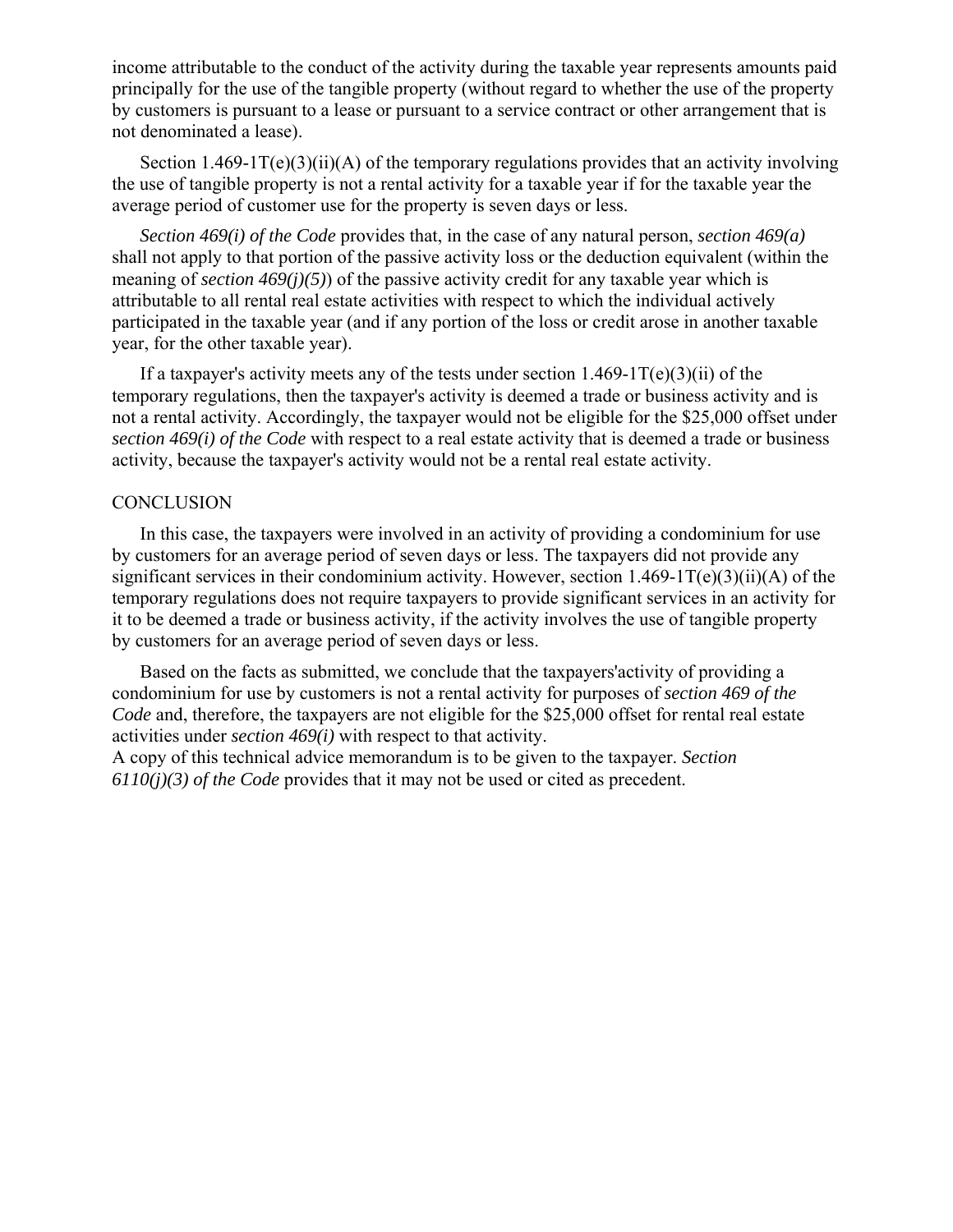income attributable to the conduct of the activity during the taxable year represents amounts paid principally for the use of the tangible property (without regard to whether the use of the property by customers is pursuant to a lease or pursuant to a service contract or other arrangement that is not denominated a lease).

Section 1.469-1T(e)(3)(ii)(A) of the temporary regulations provides that an activity involving the use of tangible property is not a rental activity for a taxable year if for the taxable year the average period of customer use for the property is seven days or less.

*Section 469(i) of the Code* provides that, in the case of any natural person, *section 469(a)* shall not apply to that portion of the passive activity loss or the deduction equivalent (within the meaning of *section 469(j)(5)*) of the passive activity credit for any taxable year which is attributable to all rental real estate activities with respect to which the individual actively participated in the taxable year (and if any portion of the loss or credit arose in another taxable year, for the other taxable year).

If a taxpayer's activity meets any of the tests under section 1.469-1T(e)(3)(ii) of the temporary regulations, then the taxpayer's activity is deemed a trade or business activity and is not a rental activity. Accordingly, the taxpayer would not be eligible for the $25,000 offset under *section 469(i) of the Code* with respect to a real estate activity that is deemed a trade or business activity, because the taxpayer's activity would not be a rental real estate activity.

CONCLUSION

In this case, the taxpayers were involved in an activity of providing a condominium for use by customers for an average period of seven days or less. The taxpayers did not provide any significant services in their condominium activity. However, section 1.469-1T(e)(3)(ii)(A) of the temporary regulations does not require taxpayers to provide significant services in an activity for it to be deemed a trade or business activity, if the activity involves the use of tangible property by customers for an average period of seven days or less.

Based on the facts as submitted, we conclude that the taxpayers'activity of providing a condominium for use by customers is not a rental activity for purposes of *section 469 of the Code* and, therefore, the taxpayers are not eligible for the $25,000 offset for rental real estate activities under *section 469(i)* with respect to that activity.

A copy of this technical advice memorandum is to be given to the taxpayer. *Section 6110(j)(3) of the Code* provides that it may not be used or cited as precedent.